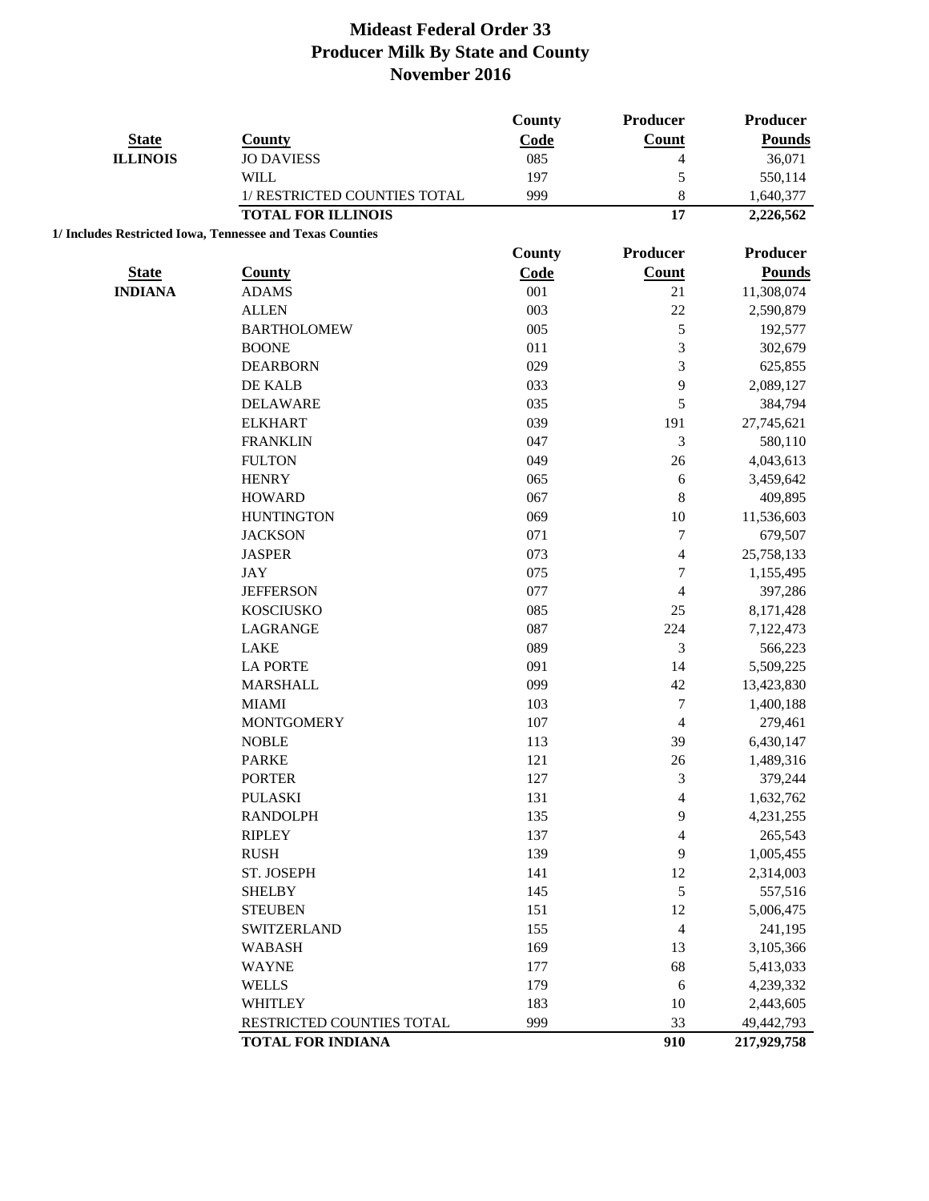# Mideast Federal Order 33
## Producer Milk By State and County
## November 2016

| State | County | County Code | Producer Count | Producer Pounds |
|---|---|---|---|---|
| **ILLINOIS** | JO DAVIESS | 085 | 4 | 36,071 |
| | WILL | 197 | 5 | 550,114 |
| | 1/ RESTRICTED COUNTIES TOTAL | 999 | 8 | 1,640,377 |
| | **TOTAL FOR ILLINOIS** | | **17** | **2,226,562** |

**1/ Includes Restricted Iowa, Tennessee and Texas Counties**

| State | County | County Code | Producer Count | Producer Pounds |
|---|---|---|---|---|
| **INDIANA** | ADAMS | 001 | 21 | 11,308,074 |
| | ALLEN | 003 | 22 | 2,590,879 |
| | BARTHOLOMEW | 005 | 5 | 192,577 |
| | BOONE | 011 | 3 | 302,679 |
| | DEARBORN | 029 | 3 | 625,855 |
| | DE KALB | 033 | 9 | 2,089,127 |
| | DELAWARE | 035 | 5 | 384,794 |
| | ELKHART | 039 | 191 | 27,745,621 |
| | FRANKLIN | 047 | 3 | 580,110 |
| | FULTON | 049 | 26 | 4,043,613 |
| | HENRY | 065 | 6 | 3,459,642 |
| | HOWARD | 067 | 8 | 409,895 |
| | HUNTINGTON | 069 | 10 | 11,536,603 |
| | JACKSON | 071 | 7 | 679,507 |
| | JASPER | 073 | 4 | 25,758,133 |
| | JAY | 075 | 7 | 1,155,495 |
| | JEFFERSON | 077 | 4 | 397,286 |
| | KOSCIUSKO | 085 | 25 | 8,171,428 |
| | LAGRANGE | 087 | 224 | 7,122,473 |
| | LAKE | 089 | 3 | 566,223 |
| | LA PORTE | 091 | 14 | 5,509,225 |
| | MARSHALL | 099 | 42 | 13,423,830 |
| | MIAMI | 103 | 7 | 1,400,188 |
| | MONTGOMERY | 107 | 4 | 279,461 |
| | NOBLE | 113 | 39 | 6,430,147 |
| | PARKE | 121 | 26 | 1,489,316 |
| | PORTER | 127 | 3 | 379,244 |
| | PULASKI | 131 | 4 | 1,632,762 |
| | RANDOLPH | 135 | 9 | 4,231,255 |
| | RIPLEY | 137 | 4 | 265,543 |
| | RUSH | 139 | 9 | 1,005,455 |
| | ST. JOSEPH | 141 | 12 | 2,314,003 |
| | SHELBY | 145 | 5 | 557,516 |
| | STEUBEN | 151 | 12 | 5,006,475 |
| | SWITZERLAND | 155 | 4 | 241,195 |
| | WABASH | 169 | 13 | 3,105,366 |
| | WAYNE | 177 | 68 | 5,413,033 |
| | WELLS | 179 | 6 | 4,239,332 |
| | WHITLEY | 183 | 10 | 2,443,605 |
| | RESTRICTED COUNTIES TOTAL | 999 | 33 | 49,442,793 |
| | **TOTAL FOR INDIANA** | | **910** | **217,929,758** |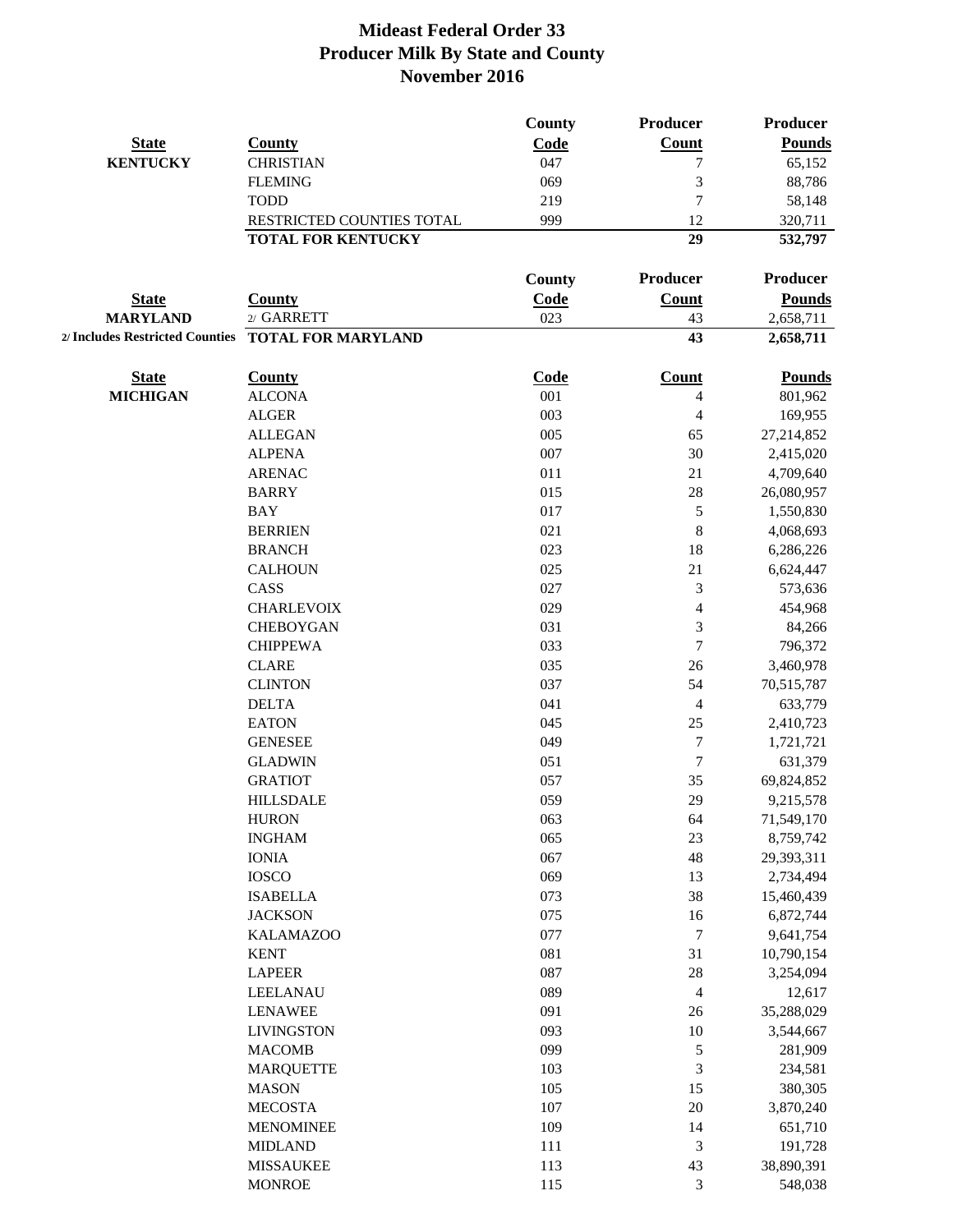# Mideast Federal Order 33
## Producer Milk By State and County
## November 2016

| State | County | County Code | Producer Count | Producer Pounds |
|---|---|---|---|---|
| KENTUCKY | CHRISTIAN | 047 | 7 | 65,152 |
| | FLEMING | 069 | 3 | 88,786 |
| | TODD | 219 | 7 | 58,148 |
| | RESTRICTED COUNTIES TOTAL | 999 | 12 | 320,711 |
| | **TOTAL FOR KENTUCKY** | | **29** | **532,797** |

| State | County | County Code | Producer Count | Producer Pounds |
|---|---|---|---|---|
| MARYLAND | 2/ GARRETT | 023 | 43 | 2,658,711 |
| 2/ Includes Restricted Counties | **TOTAL FOR MARYLAND** | | **43** | **2,658,711** |

| State | County | Code | Count | Pounds |
|---|---|---|---|---|
| MICHIGAN | ALCONA | 001 | 4 | 801,962 |
| | ALGER | 003 | 4 | 169,955 |
| | ALLEGAN | 005 | 65 | 27,214,852 |
| | ALPENA | 007 | 30 | 2,415,020 |
| | ARENAC | 011 | 21 | 4,709,640 |
| | BARRY | 015 | 28 | 26,080,957 |
| | BAY | 017 | 5 | 1,550,830 |
| | BERRIEN | 021 | 8 | 4,068,693 |
| | BRANCH | 023 | 18 | 6,286,226 |
| | CALHOUN | 025 | 21 | 6,624,447 |
| | CASS | 027 | 3 | 573,636 |
| | CHARLEVOIX | 029 | 4 | 454,968 |
| | CHEBOYGAN | 031 | 3 | 84,266 |
| | CHIPPEWA | 033 | 7 | 796,372 |
| | CLARE | 035 | 26 | 3,460,978 |
| | CLINTON | 037 | 54 | 70,515,787 |
| | DELTA | 041 | 4 | 633,779 |
| | EATON | 045 | 25 | 2,410,723 |
| | GENESEE | 049 | 7 | 1,721,721 |
| | GLADWIN | 051 | 7 | 631,379 |
| | GRATIOT | 057 | 35 | 69,824,852 |
| | HILLSDALE | 059 | 29 | 9,215,578 |
| | HURON | 063 | 64 | 71,549,170 |
| | INGHAM | 065 | 23 | 8,759,742 |
| | IONIA | 067 | 48 | 29,393,311 |
| | IOSCO | 069 | 13 | 2,734,494 |
| | ISABELLA | 073 | 38 | 15,460,439 |
| | JACKSON | 075 | 16 | 6,872,744 |
| | KALAMAZOO | 077 | 7 | 9,641,754 |
| | KENT | 081 | 31 | 10,790,154 |
| | LAPEER | 087 | 28 | 3,254,094 |
| | LEELANAU | 089 | 4 | 12,617 |
| | LENAWEE | 091 | 26 | 35,288,029 |
| | LIVINGSTON | 093 | 10 | 3,544,667 |
| | MACOMB | 099 | 5 | 281,909 |
| | MARQUETTE | 103 | 3 | 234,581 |
| | MASON | 105 | 15 | 380,305 |
| | MECOSTA | 107 | 20 | 3,870,240 |
| | MENOMINEE | 109 | 14 | 651,710 |
| | MIDLAND | 111 | 3 | 191,728 |
| | MISSAUKEE | 113 | 43 | 38,890,391 |
| | MONROE | 115 | 3 | 548,038 |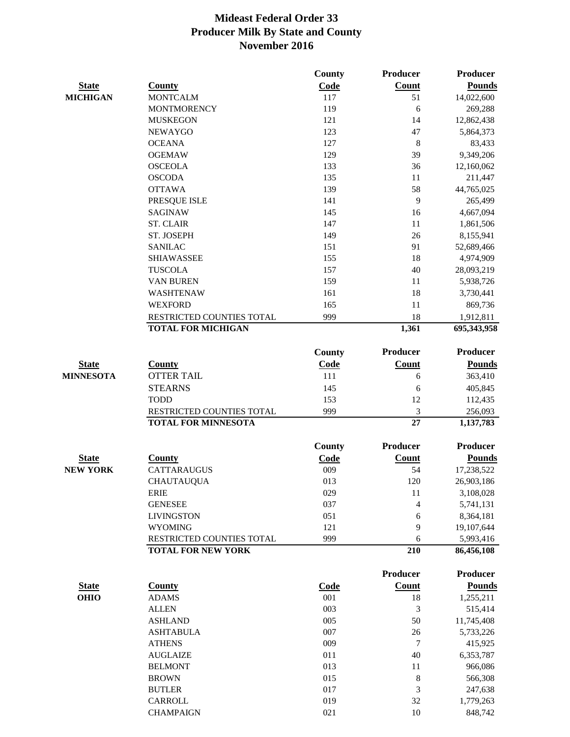# Mideast Federal Order 33
# Producer Milk By State and County
# November 2016

| State | County | County Code | Producer Count | Producer Pounds |
|---|---|---|---|---|
| MICHIGAN | MONTCALM | 117 | 51 | 14,022,600 |
| | MONTMORENCY | 119 | 6 | 269,288 |
| | MUSKEGON | 121 | 14 | 12,862,438 |
| | NEWAYGO | 123 | 47 | 5,864,373 |
| | OCEANA | 127 | 8 | 83,433 |
| | OGEMAW | 129 | 39 | 9,349,206 |
| | OSCEOLA | 133 | 36 | 12,160,062 |
| | OSCODA | 135 | 11 | 211,447 |
| | OTTAWA | 139 | 58 | 44,765,025 |
| | PRESQUE ISLE | 141 | 9 | 265,499 |
| | SAGINAW | 145 | 16 | 4,667,094 |
| | ST. CLAIR | 147 | 11 | 1,861,506 |
| | ST. JOSEPH | 149 | 26 | 8,155,941 |
| | SANILAC | 151 | 91 | 52,689,466 |
| | SHIAWASSEE | 155 | 18 | 4,974,909 |
| | TUSCOLA | 157 | 40 | 28,093,219 |
| | VAN BUREN | 159 | 11 | 5,938,726 |
| | WASHTENAW | 161 | 18 | 3,730,441 |
| | WEXFORD | 165 | 11 | 869,736 |
| | RESTRICTED COUNTIES TOTAL | 999 | 18 | 1,912,811 |
| | **TOTAL FOR MICHIGAN** | | **1,361** | **695,343,958** |

| State | County | County Code | Producer Count | Producer Pounds |
|---|---|---|---|---|
| MINNESOTA | OTTER TAIL | 111 | 6 | 363,410 |
| | STEARNS | 145 | 6 | 405,845 |
| | TODD | 153 | 12 | 112,435 |
| | RESTRICTED COUNTIES TOTAL | 999 | 3 | 256,093 |
| | **TOTAL FOR MINNESOTA** | | **27** | **1,137,783** |

| State | County | County Code | Producer Count | Producer Pounds |
|---|---|---|---|---|
| NEW YORK | CATTARAUGUS | 009 | 54 | 17,238,522 |
| | CHAUTAUQUA | 013 | 120 | 26,903,186 |
| | ERIE | 029 | 11 | 3,108,028 |
| | GENESEE | 037 | 4 | 5,741,131 |
| | LIVINGSTON | 051 | 6 | 8,364,181 |
| | WYOMING | 121 | 9 | 19,107,644 |
| | RESTRICTED COUNTIES TOTAL | 999 | 6 | 5,993,416 |
| | **TOTAL FOR NEW YORK** | | **210** | **86,456,108** |

| State | County | Code | Producer Count | Producer Pounds |
|---|---|---|---|---|
| OHIO | ADAMS | 001 | 18 | 1,255,211 |
| | ALLEN | 003 | 3 | 515,414 |
| | ASHLAND | 005 | 50 | 11,745,408 |
| | ASHTABULA | 007 | 26 | 5,733,226 |
| | ATHENS | 009 | 7 | 415,925 |
| | AUGLAIZE | 011 | 40 | 6,353,787 |
| | BELMONT | 013 | 11 | 966,086 |
| | BROWN | 015 | 8 | 566,308 |
| | BUTLER | 017 | 3 | 247,638 |
| | CARROLL | 019 | 32 | 1,779,263 |
| | CHAMPAIGN | 021 | 10 | 848,742 |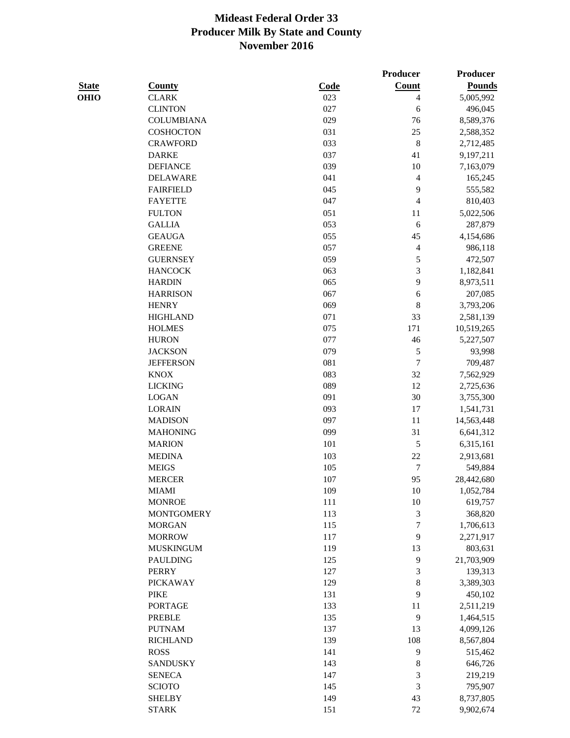# Mideast Federal Order 33
## Producer Milk By State and County
## November 2016

| State | County | Code | Producer Count | Producer Pounds |
|---|---|---|---|---|
| OHIO | CLARK | 023 | 4 | 5,005,992 |
| | CLINTON | 027 | 6 | 496,045 |
| | COLUMBIANA | 029 | 76 | 8,589,376 |
| | COSHOCTON | 031 | 25 | 2,588,352 |
| | CRAWFORD | 033 | 8 | 2,712,485 |
| | DARKE | 037 | 41 | 9,197,211 |
| | DEFIANCE | 039 | 10 | 7,163,079 |
| | DELAWARE | 041 | 4 | 165,245 |
| | FAIRFIELD | 045 | 9 | 555,582 |
| | FAYETTE | 047 | 4 | 810,403 |
| | FULTON | 051 | 11 | 5,022,506 |
| | GALLIA | 053 | 6 | 287,879 |
| | GEAUGA | 055 | 45 | 4,154,686 |
| | GREENE | 057 | 4 | 986,118 |
| | GUERNSEY | 059 | 5 | 472,507 |
| | HANCOCK | 063 | 3 | 1,182,841 |
| | HARDIN | 065 | 9 | 8,973,511 |
| | HARRISON | 067 | 6 | 207,085 |
| | HENRY | 069 | 8 | 3,793,206 |
| | HIGHLAND | 071 | 33 | 2,581,139 |
| | HOLMES | 075 | 171 | 10,519,265 |
| | HURON | 077 | 46 | 5,227,507 |
| | JACKSON | 079 | 5 | 93,998 |
| | JEFFERSON | 081 | 7 | 709,487 |
| | KNOX | 083 | 32 | 7,562,929 |
| | LICKING | 089 | 12 | 2,725,636 |
| | LOGAN | 091 | 30 | 3,755,300 |
| | LORAIN | 093 | 17 | 1,541,731 |
| | MADISON | 097 | 11 | 14,563,448 |
| | MAHONING | 099 | 31 | 6,641,312 |
| | MARION | 101 | 5 | 6,315,161 |
| | MEDINA | 103 | 22 | 2,913,681 |
| | MEIGS | 105 | 7 | 549,884 |
| | MERCER | 107 | 95 | 28,442,680 |
| | MIAMI | 109 | 10 | 1,052,784 |
| | MONROE | 111 | 10 | 619,757 |
| | MONTGOMERY | 113 | 3 | 368,820 |
| | MORGAN | 115 | 7 | 1,706,613 |
| | MORROW | 117 | 9 | 2,271,917 |
| | MUSKINGUM | 119 | 13 | 803,631 |
| | PAULDING | 125 | 9 | 21,703,909 |
| | PERRY | 127 | 3 | 139,313 |
| | PICKAWAY | 129 | 8 | 3,389,303 |
| | PIKE | 131 | 9 | 450,102 |
| | PORTAGE | 133 | 11 | 2,511,219 |
| | PREBLE | 135 | 9 | 1,464,515 |
| | PUTNAM | 137 | 13 | 4,099,126 |
| | RICHLAND | 139 | 108 | 8,567,804 |
| | ROSS | 141 | 9 | 515,462 |
| | SANDUSKY | 143 | 8 | 646,726 |
| | SENECA | 147 | 3 | 219,219 |
| | SCIOTO | 145 | 3 | 795,907 |
| | SHELBY | 149 | 43 | 8,737,805 |
| | STARK | 151 | 72 | 9,902,674 |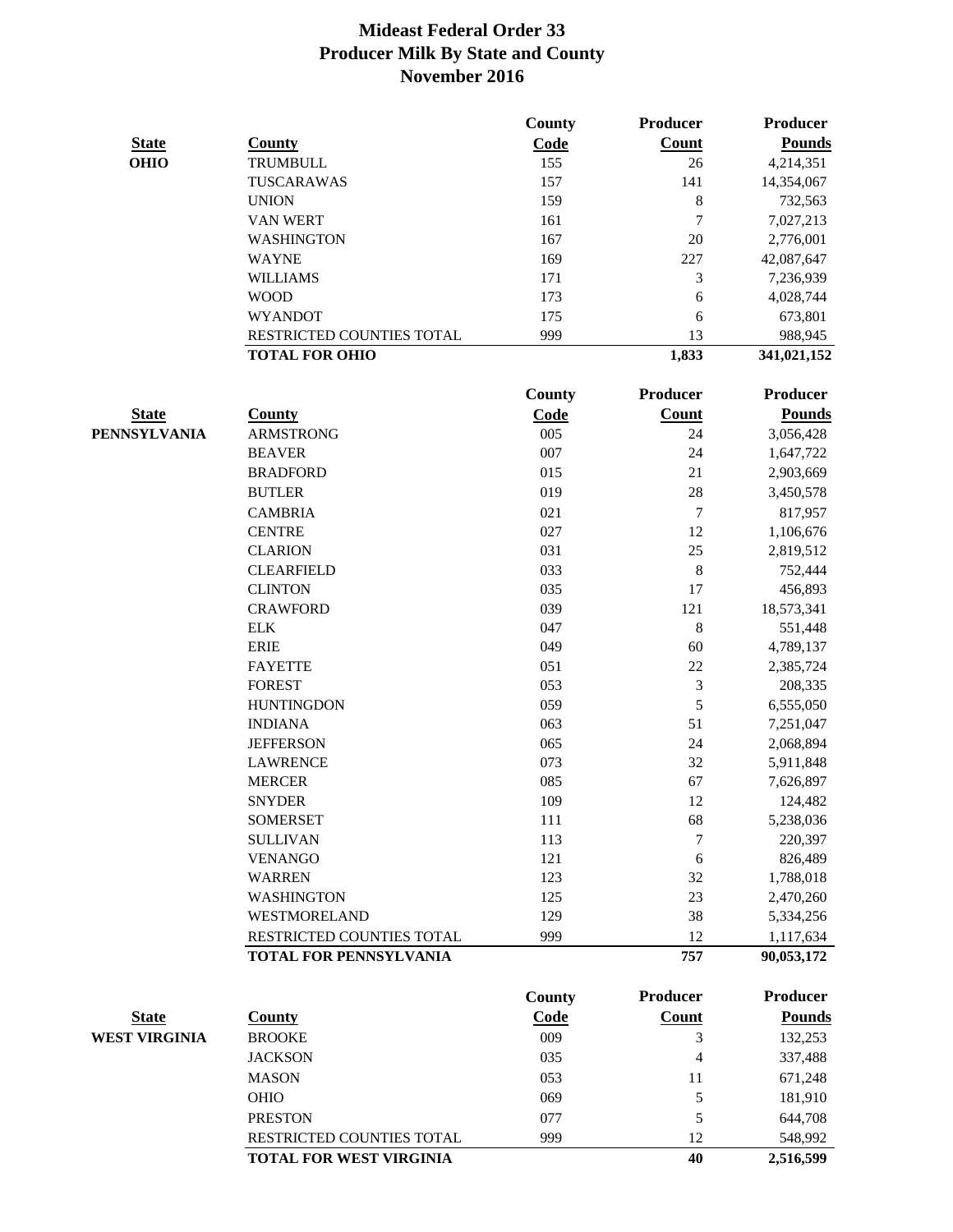# Mideast Federal Order 33
## Producer Milk By State and County
## November 2016

| State | County | County Code | Producer Count | Producer Pounds |
|---|---|---|---|---|
| OHIO | TRUMBULL | 155 | 26 | 4,214,351 |
| | TUSCARAWAS | 157 | 141 | 14,354,067 |
| | UNION | 159 | 8 | 732,563 |
| | VAN WERT | 161 | 7 | 7,027,213 |
| | WASHINGTON | 167 | 20 | 2,776,001 |
| | WAYNE | 169 | 227 | 42,087,647 |
| | WILLIAMS | 171 | 3 | 7,236,939 |
| | WOOD | 173 | 6 | 4,028,744 |
| | WYANDOT | 175 | 6 | 673,801 |
| | RESTRICTED COUNTIES TOTAL | 999 | 13 | 988,945 |
| | **TOTAL FOR OHIO** | | **1,833** | **341,021,152** |

| State | County | County Code | Producer Count | Producer Pounds |
|---|---|---|---|---|
| PENNSYLVANIA | ARMSTRONG | 005 | 24 | 3,056,428 |
| | BEAVER | 007 | 24 | 1,647,722 |
| | BRADFORD | 015 | 21 | 2,903,669 |
| | BUTLER | 019 | 28 | 3,450,578 |
| | CAMBRIA | 021 | 7 | 817,957 |
| | CENTRE | 027 | 12 | 1,106,676 |
| | CLARION | 031 | 25 | 2,819,512 |
| | CLEARFIELD | 033 | 8 | 752,444 |
| | CLINTON | 035 | 17 | 456,893 |
| | CRAWFORD | 039 | 121 | 18,573,341 |
| | ELK | 047 | 8 | 551,448 |
| | ERIE | 049 | 60 | 4,789,137 |
| | FAYETTE | 051 | 22 | 2,385,724 |
| | FOREST | 053 | 3 | 208,335 |
| | HUNTINGDON | 059 | 5 | 6,555,050 |
| | INDIANA | 063 | 51 | 7,251,047 |
| | JEFFERSON | 065 | 24 | 2,068,894 |
| | LAWRENCE | 073 | 32 | 5,911,848 |
| | MERCER | 085 | 67 | 7,626,897 |
| | SNYDER | 109 | 12 | 124,482 |
| | SOMERSET | 111 | 68 | 5,238,036 |
| | SULLIVAN | 113 | 7 | 220,397 |
| | VENANGO | 121 | 6 | 826,489 |
| | WARREN | 123 | 32 | 1,788,018 |
| | WASHINGTON | 125 | 23 | 2,470,260 |
| | WESTMORELAND | 129 | 38 | 5,334,256 |
| | RESTRICTED COUNTIES TOTAL | 999 | 12 | 1,117,634 |
| | **TOTAL FOR PENNSYLVANIA** | | **757** | **90,053,172** |

| State | County | County Code | Producer Count | Producer Pounds |
|---|---|---|---|---|
| WEST VIRGINIA | BROOKE | 009 | 3 | 132,253 |
| | JACKSON | 035 | 4 | 337,488 |
| | MASON | 053 | 11 | 671,248 |
| | OHIO | 069 | 5 | 181,910 |
| | PRESTON | 077 | 5 | 644,708 |
| | RESTRICTED COUNTIES TOTAL | 999 | 12 | 548,992 |
| | **TOTAL FOR WEST VIRGINIA** | | **40** | **2,516,599** |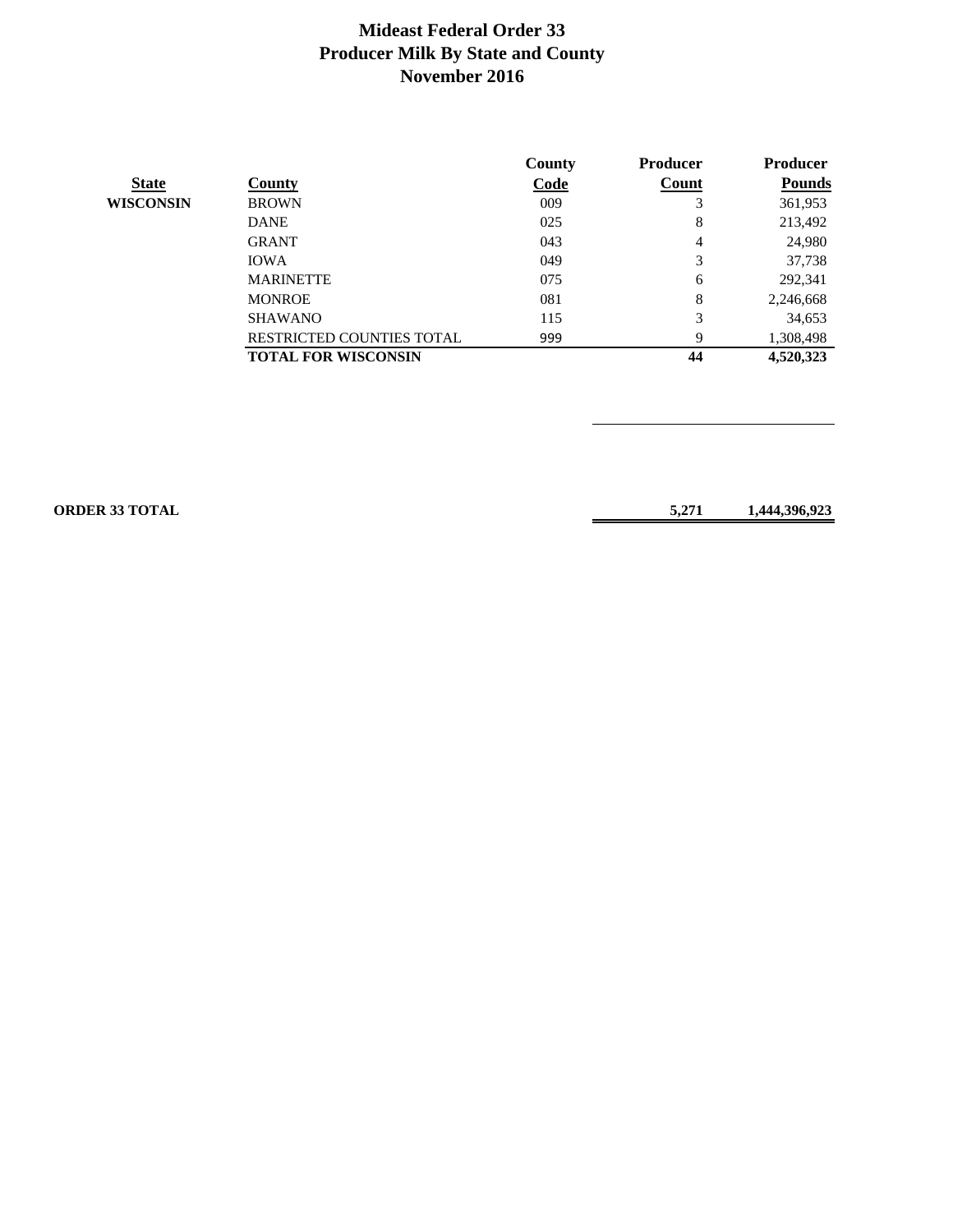# Mideast Federal Order 33
## Producer Milk By State and County
## November 2016

| State | County | County Code | Producer Count | Producer Pounds |
|---|---|---|---|---|
| **WISCONSIN** | BROWN | 009 | 3 | 361,953 |
| | DANE | 025 | 8 | 213,492 |
| | GRANT | 043 | 4 | 24,980 |
| | IOWA | 049 | 3 | 37,738 |
| | MARINETTE | 075 | 6 | 292,341 |
| | MONROE | 081 | 8 | 2,246,668 |
| | SHAWANO | 115 | 3 | 34,653 |
| | RESTRICTED COUNTIES TOTAL | 999 | 9 | 1,308,498 |
| | **TOTAL FOR WISCONSIN** | | **44** | **4,520,323** |
| | | | | |
| **ORDER 33 TOTAL** | | | **5,271** | **1,444,396,923** |